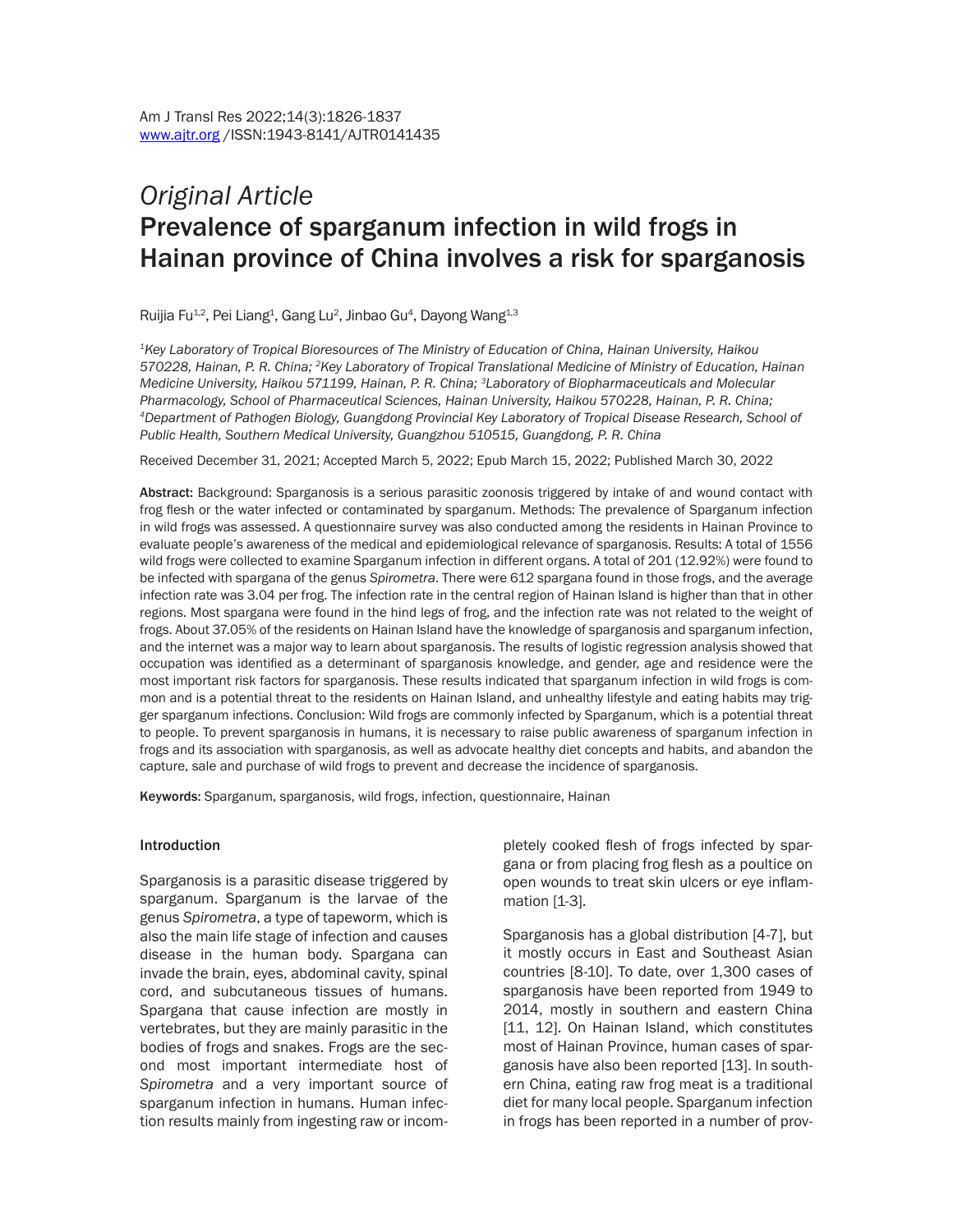*Original Article*

# Prevalence of sparganum infection in wild frogs in Hainan province of China involves a risk for sparganosis

Ruijia Fu[1,2], Pei Liang[1], Gang Lu[2], Jinbao Gu[4], Dayong Wang[1,3]

*[1]Key Laboratory of Tropical Bioresources of The Ministry of Education of China, Hainan University, Haikou 570228, Hainan, P. R. China; [2]Key Laboratory of Tropical Translational Medicine of Ministry of Education, Hainan Medicine University, Haikou 571199, Hainan, P. R. China; [3]Laboratory of Biopharmaceuticals and Molecular Pharmacology, School of Pharmaceutical Sciences, Hainan University, Haikou 570228, Hainan, P. R. China; [4]Department of Pathogen Biology, Guangdong Provincial Key Laboratory of Tropical Disease Research, School of Public Health, Southern Medical University, Guangzhou 510515, Guangdong, P. R. China*

Received December 31, 2021; Accepted March 5, 2022; Epub March 15, 2022; Published March 30, 2022

**Abstract:** Background: Sparganosis is a serious parasitic zoonosis triggered by intake of and wound contact with frog flesh or the water infected or contaminated by sparganum. Methods: The prevalence of Sparganum infection in wild frogs was assessed. A questionnaire survey was also conducted among the residents in Hainan Province to evaluate people's awareness of the medical and epidemiological relevance of sparganosis. Results: A total of 1556 wild frogs were collected to examine Sparganum infection in different organs. A total of 201 (12.92%) were found to be infected with spargana of the genus *Spirometra*. There were 612 spargana found in those frogs, and the average infection rate was 3.04 per frog. The infection rate in the central region of Hainan Island is higher than that in other regions. Most spargana were found in the hind legs of frog, and the infection rate was not related to the weight of frogs. About 37.05% of the residents on Hainan Island have the knowledge of sparganosis and sparganum infection, and the internet was a major way to learn about sparganosis. The results of logistic regression analysis showed that occupation was identified as a determinant of sparganosis knowledge, and gender, age and residence were the most important risk factors for sparganosis. These results indicated that sparganum infection in wild frogs is common and is a potential threat to the residents on Hainan Island, and unhealthy lifestyle and eating habits may trigger sparganum infections. Conclusion: Wild frogs are commonly infected by Sparganum, which is a potential threat to people. To prevent sparganosis in humans, it is necessary to raise public awareness of sparganum infection in frogs and its association with sparganosis, as well as advocate healthy diet concepts and habits, and abandon the capture, sale and purchase of wild frogs to prevent and decrease the incidence of sparganosis.

**Keywords:** Sparganum, sparganosis, wild frogs, infection, questionnaire, Hainan

## Introduction

Sparganosis is a parasitic disease triggered by sparganum. Sparganum is the larvae of the genus *Spirometra*, a type of tapeworm, which is also the main life stage of infection and causes disease in the human body. Spargana can invade the brain, eyes, abdominal cavity, spinal cord, and subcutaneous tissues of humans. Spargana that cause infection are mostly in vertebrates, but they are mainly parasitic in the bodies of frogs and snakes. Frogs are the second most important intermediate host of *Spirometra* and a very important source of sparganum infection in humans. Human infection results mainly from ingesting raw or incompletely cooked flesh of frogs infected by spargana or from placing frog flesh as a poultice on open wounds to treat skin ulcers or eye inflammation [1-3].

Sparganosis has a global distribution [4-7], but it mostly occurs in East and Southeast Asian countries [8-10]. To date, over 1,300 cases of sparganosis have been reported from 1949 to 2014, mostly in southern and eastern China [11, 12]. On Hainan Island, which constitutes most of Hainan Province, human cases of sparganosis have also been reported [13]. In southern China, eating raw frog meat is a traditional diet for many local people. Sparganum infection in frogs has been reported in a number of prov-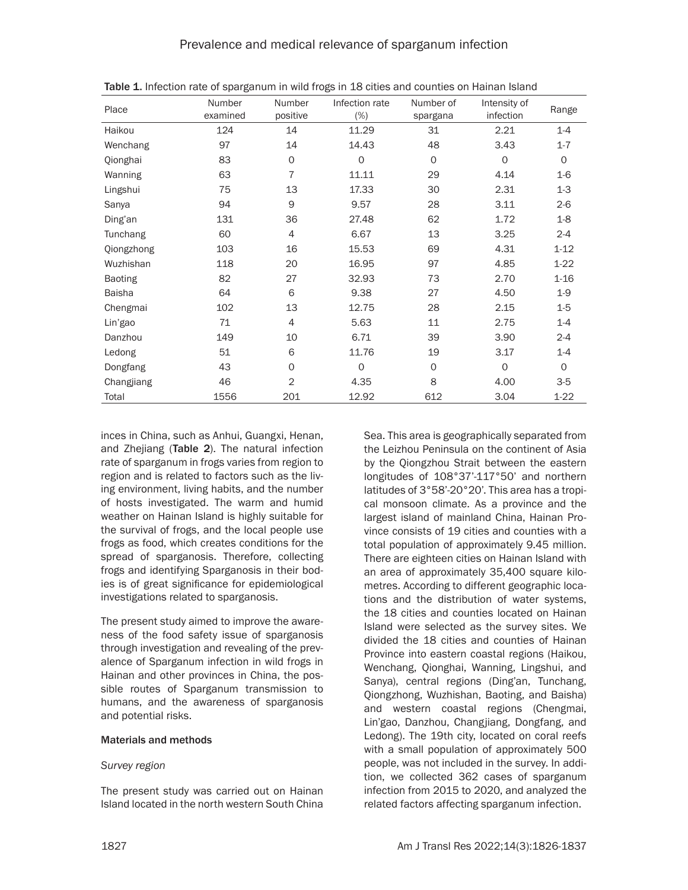Table 1. Infection rate of sparganum in wild frogs in 18 cities and counties on Hainan Island

| Place | Number examined | Number positive | Infection rate (%) | Number of spargana | Intensity of infection | Range |
|---|---|---|---|---|---|---|
| Haikou | 124 | 14 | 11.29 | 31 | 2.21 | 1-4 |
| Wenchang | 97 | 14 | 14.43 | 48 | 3.43 | 1-7 |
| Qionghai | 83 | 0 | 0 | 0 | 0 | 0 |
| Wanning | 63 | 7 | 11.11 | 29 | 4.14 | 1-6 |
| Lingshui | 75 | 13 | 17.33 | 30 | 2.31 | 1-3 |
| Sanya | 94 | 9 | 9.57 | 28 | 3.11 | 2-6 |
| Ding'an | 131 | 36 | 27.48 | 62 | 1.72 | 1-8 |
| Tunchang | 60 | 4 | 6.67 | 13 | 3.25 | 2-4 |
| Qiongzhong | 103 | 16 | 15.53 | 69 | 4.31 | 1-12 |
| Wuzhishan | 118 | 20 | 16.95 | 97 | 4.85 | 1-22 |
| Baoting | 82 | 27 | 32.93 | 73 | 2.70 | 1-16 |
| Baisha | 64 | 6 | 9.38 | 27 | 4.50 | 1-9 |
| Chengmai | 102 | 13 | 12.75 | 28 | 2.15 | 1-5 |
| Lin'gao | 71 | 4 | 5.63 | 11 | 2.75 | 1-4 |
| Danzhou | 149 | 10 | 6.71 | 39 | 3.90 | 2-4 |
| Ledong | 51 | 6 | 11.76 | 19 | 3.17 | 1-4 |
| Dongfang | 43 | 0 | 0 | 0 | 0 | 0 |
| Changjiang | 46 | 2 | 4.35 | 8 | 4.00 | 3-5 |
| Total | 1556 | 201 | 12.92 | 612 | 3.04 | 1-22 |

inces in China, such as Anhui, Guangxi, Henan, and Zhejiang (**Table 2**). The natural infection rate of sparganum in frogs varies from region to region and is related to factors such as the living environment, living habits, and the number of hosts investigated. The warm and humid weather on Hainan Island is highly suitable for the survival of frogs, and the local people use frogs as food, which creates conditions for the spread of sparganosis. Therefore, collecting frogs and identifying Sparganosis in their bodies is of great significance for epidemiological investigations related to sparganosis.

The present study aimed to improve the awareness of the food safety issue of sparganosis through investigation and revealing of the prevalence of Sparganum infection in wild frogs in Hainan and other provinces in China, the possible routes of Sparganum transmission to humans, and the awareness of sparganosis and potential risks.

## Materials and methods

### *Survey region*

The present study was carried out on Hainan Island located in the north western South China Sea. This area is geographically separated from the Leizhou Peninsula on the continent of Asia by the Qiongzhou Strait between the eastern longitudes of 108°37'-117°50' and northern latitudes of 3°58'-20°20'. This area has a tropical monsoon climate. As a province and the largest island of mainland China, Hainan Province consists of 19 cities and counties with a total population of approximately 9.45 million. There are eighteen cities on Hainan Island with an area of approximately 35,400 square kilometres. According to different geographic locations and the distribution of water systems, the 18 cities and counties located on Hainan Island were selected as the survey sites. We divided the 18 cities and counties of Hainan Province into eastern coastal regions (Haikou, Wenchang, Qionghai, Wanning, Lingshui, and Sanya), central regions (Ding'an, Tunchang, Qiongzhong, Wuzhishan, Baoting, and Baisha) and western coastal regions (Chengmai, Lin'gao, Danzhou, Changjiang, Dongfang, and Ledong). The 19th city, located on coral reefs with a small population of approximately 500 people, was not included in the survey. In addition, we collected 362 cases of sparganum infection from 2015 to 2020, and analyzed the related factors affecting sparganum infection.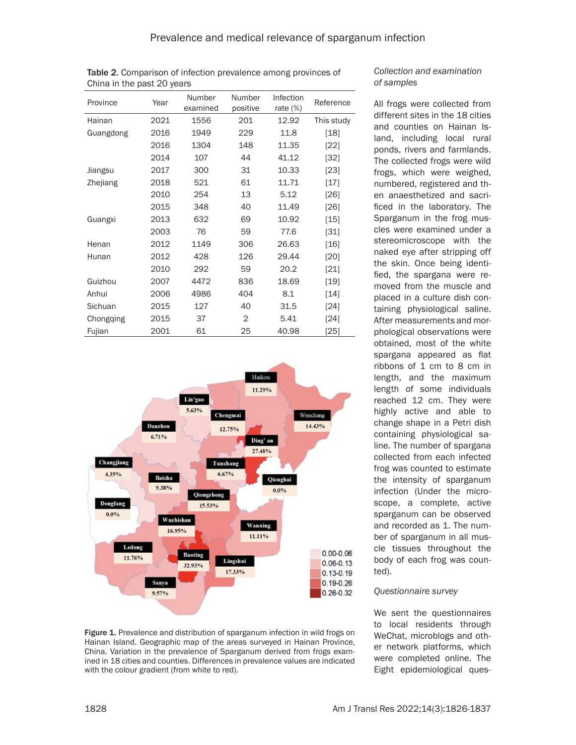Table 2. Comparison of infection prevalence among provinces of China in the past 20 years

| Province | Year | Number examined | Number positive | Infection rate (%) | Reference |
|---|---|---|---|---|---|
| Hainan | 2021 | 1556 | 201 | 12.92 | This study |
| Guangdong | 2016 | 1949 | 229 | 11.8 | [18] |
| | 2016 | 1304 | 148 | 11.35 | [22] |
| | 2014 | 107 | 44 | 41.12 | [32] |
| Jiangsu | 2017 | 300 | 31 | 10.33 | [23] |
| Zhejiang | 2018 | 521 | 61 | 11.71 | [17] |
| | 2010 | 254 | 13 | 5.12 | [26] |
| | 2015 | 348 | 40 | 11.49 | [26] |
| Guangxi | 2013 | 632 | 69 | 10.92 | [15] |
| | 2003 | 76 | 59 | 77.6 | [31] |
| Henan | 2012 | 1149 | 306 | 26.63 | [16] |
| Hunan | 2012 | 428 | 126 | 29.44 | [20] |
| | 2010 | 292 | 59 | 20.2 | [21] |
| Guizhou | 2007 | 4472 | 836 | 18.69 | [19] |
| Anhui | 2006 | 4986 | 404 | 8.1 | [14] |
| Sichuan | 2015 | 127 | 40 | 31.5 | [24] |
| Chongqing | 2015 | 37 | 2 | 5.41 | [24] |
| Fujian | 2001 | 61 | 25 | 40.98 | [25] |

Figure 1. Prevalence and distribution of sparganum infection in wild frogs on Hainan Island. Geographic map of the areas surveyed in Hainan Province, China. Variation in the prevalence of Sparganum derived from frogs examined in 18 cities and counties. Differences in prevalence values are indicated with the colour gradient (from white to red).

*Collection and examination of samples*

All frogs were collected from different sites in the 18 cities and counties on Hainan Island, including local rural ponds, rivers and farmlands. The collected frogs were wild frogs, which were weighed, numbered, registered and then anaesthetized and sacrificed in the laboratory. The Sparganum in the frog muscles were examined under a stereomicroscope with the naked eye after stripping off the skin. Once being identified, the spargana were removed from the muscle and placed in a culture dish containing physiological saline. After measurements and morphological observations were obtained, most of the white spargana appeared as flat ribbons of 1 cm to 8 cm in length, and the maximum length of some individuals reached 12 cm. They were highly active and able to change shape in a Petri dish containing physiological saline. The number of spargana collected from each infected frog was counted to estimate the intensity of sparganum infection (Under the microscope, a complete, active sparganum can be observed and recorded as 1. The number of sparganum in all muscle tissues throughout the body of each frog was counted).

*Questionnaire survey*

We sent the questionnaires to local residents through WeChat, microblogs and other network platforms, which were completed online. The Eight epidemiological ques-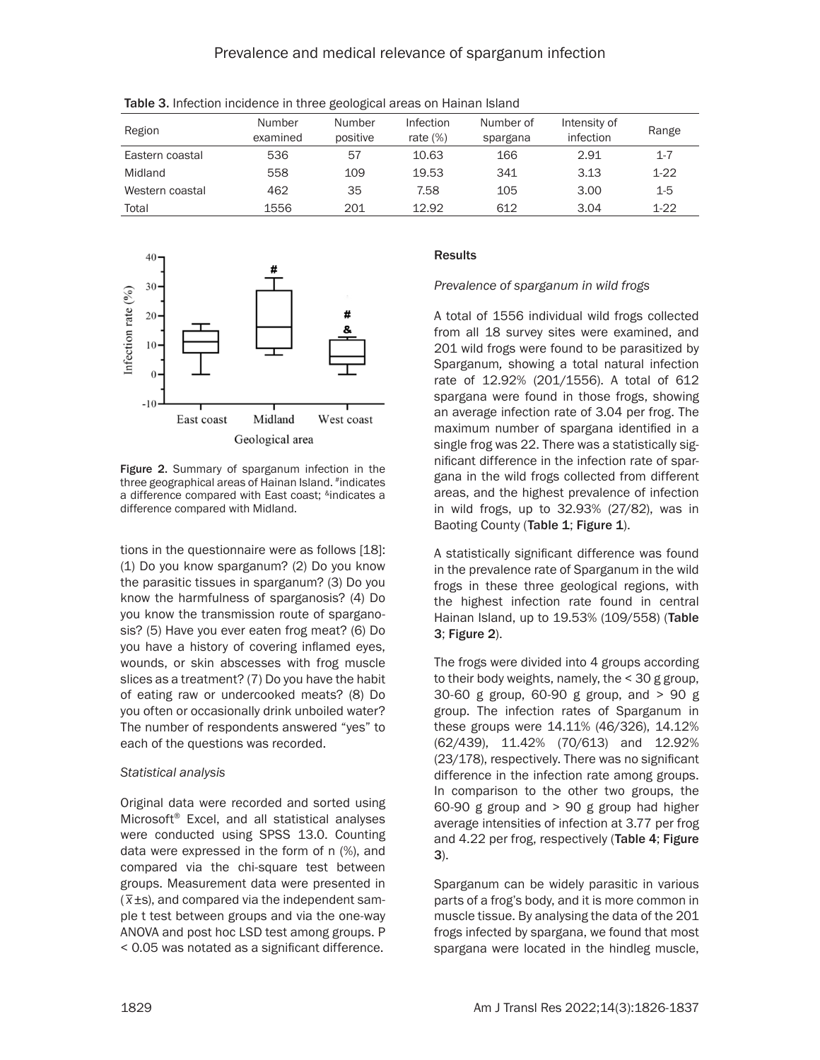Table 3. Infection incidence in three geological areas on Hainan Island

| Region | Number examined | Number positive | Infection rate (%) | Number of spargana | Intensity of infection | Range |
|---|---|---|---|---|---|---|
| Eastern coastal | 536 | 57 | 10.63 | 166 | 2.91 | 1-7 |
| Midland | 558 | 109 | 19.53 | 341 | 3.13 | 1-22 |
| Western coastal | 462 | 35 | 7.58 | 105 | 3.00 | 1-5 |
| Total | 1556 | 201 | 12.92 | 612 | 3.04 | 1-22 |

Figure 2. Summary of sparganum infection in the three geographical areas of Hainan Island. #indicates a difference compared with East coast; &indicates a difference compared with Midland.

tions in the questionnaire were as follows [18]: (1) Do you know sparganum? (2) Do you know the parasitic tissues in sparganum? (3) Do you know the harmfulness of sparganosis? (4) Do you know the transmission route of sparganosis? (5) Have you ever eaten frog meat? (6) Do you have a history of covering inflamed eyes, wounds, or skin abscesses with frog muscle slices as a treatment? (7) Do you have the habit of eating raw or undercooked meats? (8) Do you often or occasionally drink unboiled water? The number of respondents answered "yes" to each of the questions was recorded.

*Statistical analysis*

Original data were recorded and sorted using Microsoft® Excel, and all statistical analyses were conducted using SPSS 13.0. Counting data were expressed in the form of n (%), and compared via the chi-square test between groups. Measurement data were presented in ($\bar{x}$±s), and compared via the independent sample t test between groups and via the one-way ANOVA and post hoc LSD test among groups. P < 0.05 was notated as a significant difference.

## Results

*Prevalence of sparganum in wild frogs*

A total of 1556 individual wild frogs collected from all 18 survey sites were examined, and 201 wild frogs were found to be parasitized by Sparganum, showing a total natural infection rate of 12.92% (201/1556). A total of 612 spargana were found in those frogs, showing an average infection rate of 3.04 per frog. The maximum number of spargana identified in a single frog was 22. There was a statistically significant difference in the infection rate of spargana in the wild frogs collected from different areas, and the highest prevalence of infection in wild frogs, up to 32.93% (27/82), was in Baoting County (**Table 1**; **Figure 1**).

A statistically significant difference was found in the prevalence rate of Sparganum in the wild frogs in these three geological regions, with the highest infection rate found in central Hainan Island, up to 19.53% (109/558) (**Table 3**; **Figure 2**).

The frogs were divided into 4 groups according to their body weights, namely, the < 30 g group, 30-60 g group, 60-90 g group, and > 90 g group. The infection rates of Sparganum in these groups were 14.11% (46/326), 14.12% (62/439), 11.42% (70/613) and 12.92% (23/178), respectively. There was no significant difference in the infection rate among groups. In comparison to the other two groups, the 60-90 g group and > 90 g group had higher average intensities of infection at 3.77 per frog and 4.22 per frog, respectively (**Table 4**; **Figure 3**).

Sparganum can be widely parasitic in various parts of a frog's body, and it is more common in muscle tissue. By analysing the data of the 201 frogs infected by spargana, we found that most spargana were located in the hindleg muscle,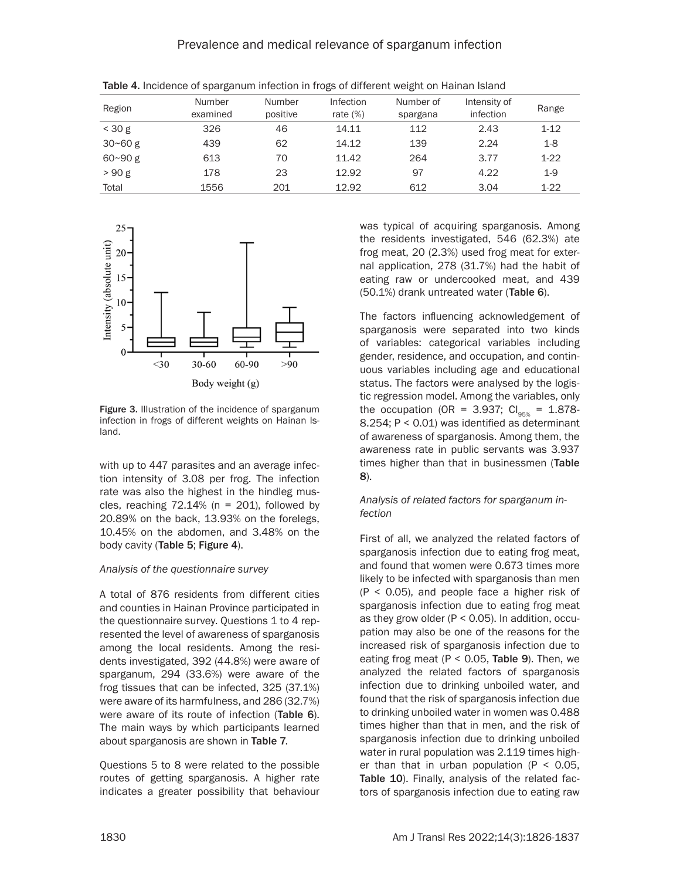Table 4. Incidence of sparganum infection in frogs of different weight on Hainan Island

| Region | Number examined | Number positive | Infection rate (%) | Number of spargana | Intensity of infection | Range |
|---|---|---|---|---|---|---|
| < 30 g | 326 | 46 | 14.11 | 112 | 2.43 | 1-12 |
| 30~60 g | 439 | 62 | 14.12 | 139 | 2.24 | 1-8 |
| 60~90 g | 613 | 70 | 11.42 | 264 | 3.77 | 1-22 |
| > 90 g | 178 | 23 | 12.92 | 97 | 4.22 | 1-9 |
| Total | 1556 | 201 | 12.92 | 612 | 3.04 | 1-22 |

Figure 3. Illustration of the incidence of sparganum infection in frogs of different weights on Hainan Island.

with up to 447 parasites and an average infection intensity of 3.08 per frog. The infection rate was also the highest in the hindleg muscles, reaching 72.14% (n = 201), followed by 20.89% on the back, 13.93% on the forelegs, 10.45% on the abdomen, and 3.48% on the body cavity (Table 5; Figure 4).

*Analysis of the questionnaire survey*

A total of 876 residents from different cities and counties in Hainan Province participated in the questionnaire survey. Questions 1 to 4 represented the level of awareness of sparganosis among the local residents. Among the residents investigated, 392 (44.8%) were aware of sparganum, 294 (33.6%) were aware of the frog tissues that can be infected, 325 (37.1%) were aware of its harmfulness, and 286 (32.7%) were aware of its route of infection (Table 6). The main ways by which participants learned about sparganosis are shown in Table 7.

Questions 5 to 8 were related to the possible routes of getting sparganosis. A higher rate indicates a greater possibility that behaviour was typical of acquiring sparganosis. Among the residents investigated, 546 (62.3%) ate frog meat, 20 (2.3%) used frog meat for external application, 278 (31.7%) had the habit of eating raw or undercooked meat, and 439 (50.1%) drank untreated water (Table 6).

The factors influencing acknowledgement of sparganosis were separated into two kinds of variables: categorical variables including gender, residence, and occupation, and continuous variables including age and educational status. The factors were analysed by the logistic regression model. Among the variables, only the occupation (OR = 3.937; $CI_{95\%}$ = 1.878-8.254; $P < 0.01$) was identified as determinant of awareness of sparganosis. Among them, the awareness rate in public servants was 3.937 times higher than that in businessmen (Table 8).

*Analysis of related factors for sparganum infection*

First of all, we analyzed the related factors of sparganosis infection due to eating frog meat, and found that women were 0.673 times more likely to be infected with sparganosis than men ($P < 0.05$), and people face a higher risk of sparganosis infection due to eating frog meat as they grow older ($P < 0.05$). In addition, occupation may also be one of the reasons for the increased risk of sparganosis infection due to eating frog meat ($P < 0.05$, Table 9). Then, we analyzed the related factors of sparganosis infection due to drinking unboiled water, and found that the risk of sparganosis infection due to drinking unboiled water in women was 0.488 times higher than that in men, and the risk of sparganosis infection due to drinking unboiled water in rural population was 2.119 times higher than that in urban population ($P < 0.05$, Table 10). Finally, analysis of the related factors of sparganosis infection due to eating raw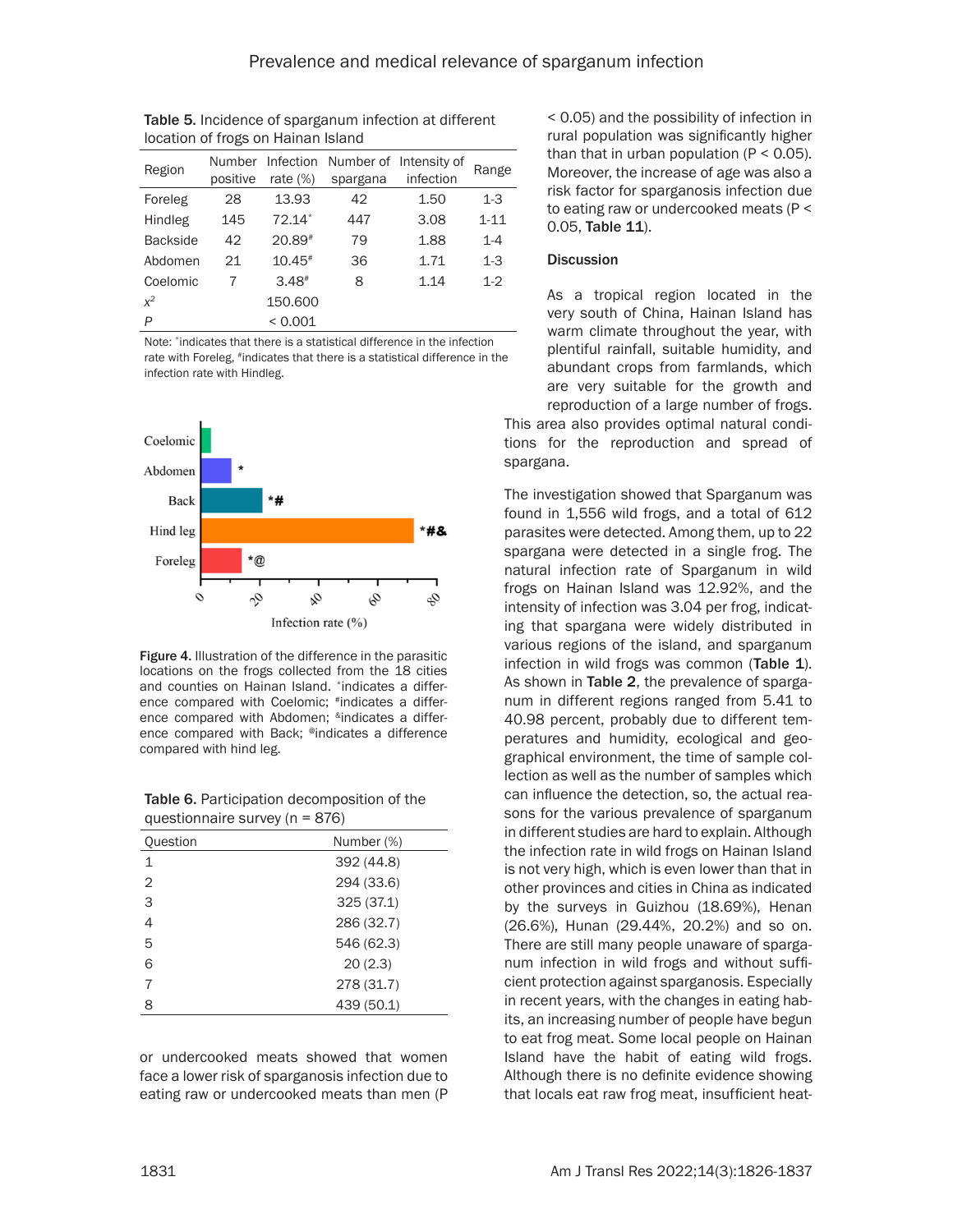Table 5. Incidence of sparganum infection at different location of frogs on Hainan Island

| Region | Number positive | Infection rate (%) | Number of spargana | Intensity of infection | Range |
|---|---|---|---|---|---|
| Foreleg | 28 | 13.93 | 42 | 1.50 | 1-3 |
| Hindleg | 145 | 72.14* | 447 | 3.08 | 1-11 |
| Backside | 42 | 20.89# | 79 | 1.88 | 1-4 |
| Abdomen | 21 | 10.45# | 36 | 1.71 | 1-3 |
| Coelomic | 7 | 3.48# | 8 | 1.14 | 1-2 |
| $x^2$ | | 150.600 | | | |
| *P* | | < 0.001 | | | |

Note: *indicates that there is a statistical difference in the infection rate with Foreleg, #indicates that there is a statistical difference in the infection rate with Hindleg.

Figure 4. Illustration of the difference in the parasitic locations on the frogs collected from the 18 cities and counties on Hainan Island. *indicates a difference compared with Coelomic; #indicates a difference compared with Abdomen; &indicates a difference compared with Back; @indicates a difference compared with hind leg.

Table 6. Participation decomposition of the questionnaire survey (n = 876)

| Question | Number (%) |
|---|---|
| 1 | 392 (44.8) |
| 2 | 294 (33.6) |
| 3 | 325 (37.1) |
| 4 | 286 (32.7) |
| 5 | 546 (62.3) |
| 6 | 20 (2.3) |
| 7 | 278 (31.7) |
| 8 | 439 (50.1) |

or undercooked meats showed that women face a lower risk of sparganosis infection due to eating raw or undercooked meats than men ($P < 0.05$) and the possibility of infection in rural population was significantly higher than that in urban population ($P < 0.05$). Moreover, the increase of age was also a risk factor for sparganosis infection due to eating raw or undercooked meats ($P < 0.05$, **Table 11**).

## Discussion

As a tropical region located in the very south of China, Hainan Island has warm climate throughout the year, with plentiful rainfall, suitable humidity, and abundant crops from farmlands, which are very suitable for the growth and reproduction of a large number of frogs. This area also provides optimal natural conditions for the reproduction and spread of spargana.

The investigation showed that Sparganum was found in 1,556 wild frogs, and a total of 612 parasites were detected. Among them, up to 22 spargana were detected in a single frog. The natural infection rate of Sparganum in wild frogs on Hainan Island was 12.92%, and the intensity of infection was 3.04 per frog, indicating that spargana were widely distributed in various regions of the island, and sparganum infection in wild frogs was common (**Table 1**). As shown in **Table 2**, the prevalence of sparganum in different regions ranged from 5.41 to 40.98 percent, probably due to different temperatures and humidity, ecological and geographical environment, the time of sample collection as well as the number of samples which can influence the detection, so, the actual reasons for the various prevalence of sparganum in different studies are hard to explain. Although the infection rate in wild frogs on Hainan Island is not very high, which is even lower than that in other provinces and cities in China as indicated by the surveys in Guizhou (18.69%), Henan (26.6%), Hunan (29.44%, 20.2%) and so on. There are still many people unaware of sparganum infection in wild frogs and without sufficient protection against sparganosis. Especially in recent years, with the changes in eating habits, an increasing number of people have begun to eat frog meat. Some local people on Hainan Island have the habit of eating wild frogs. Although there is no definite evidence showing that locals eat raw frog meat, insufficient heat-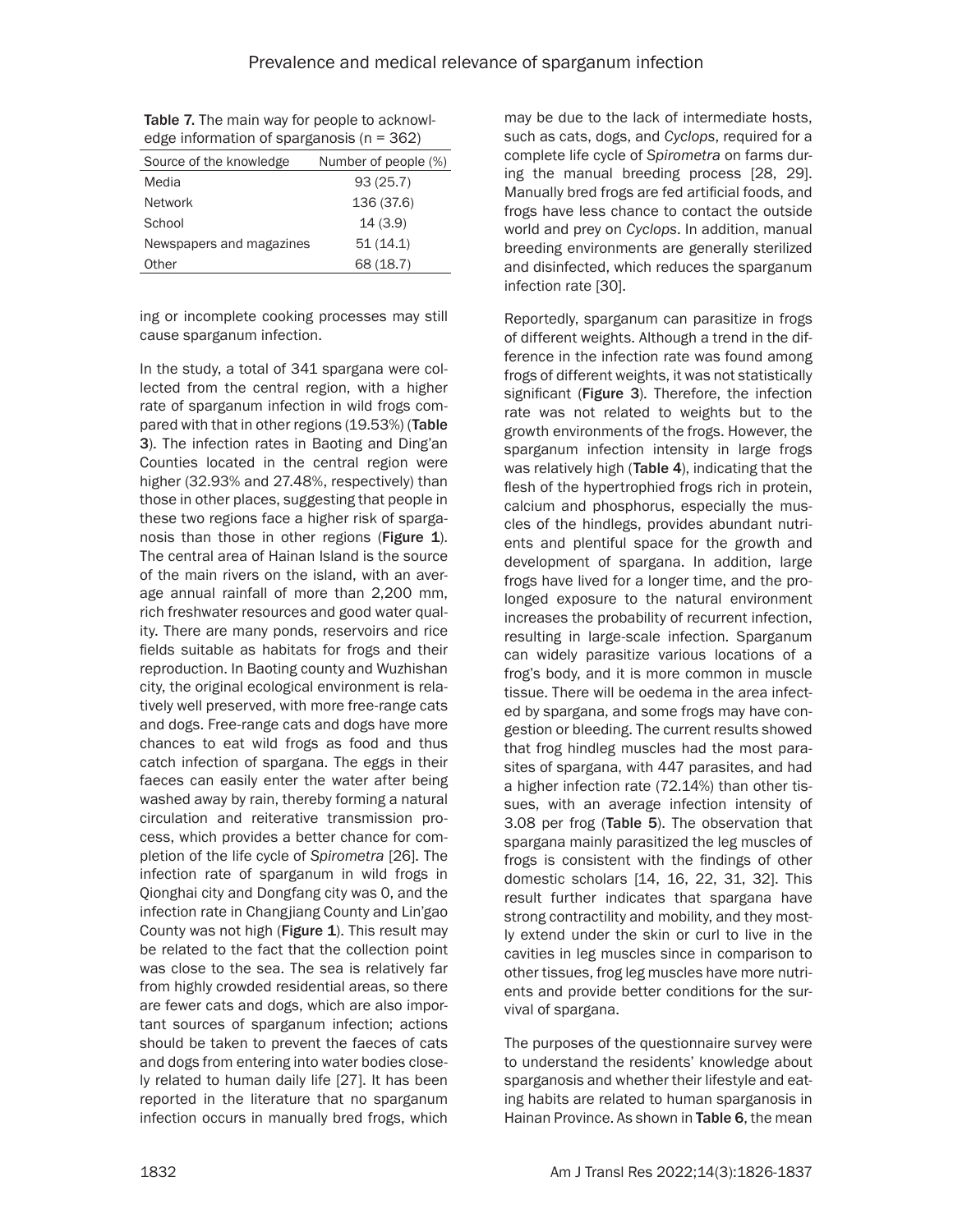Table 7. The main way for people to acknowledge information of sparganosis (n = 362)

| Source of the knowledge | Number of people (%) |
|---|---|
| Media | 93 (25.7) |
| Network | 136 (37.6) |
| School | 14 (3.9) |
| Newspapers and magazines | 51 (14.1) |
| Other | 68 (18.7) |

ing or incomplete cooking processes may still cause sparganum infection.

In the study, a total of 341 spargana were collected from the central region, with a higher rate of sparganum infection in wild frogs compared with that in other regions (19.53%) (**Table 3**). The infection rates in Baoting and Ding'an Counties located in the central region were higher (32.93% and 27.48%, respectively) than those in other places, suggesting that people in these two regions face a higher risk of sparganosis than those in other regions (**Figure 1**). The central area of Hainan Island is the source of the main rivers on the island, with an average annual rainfall of more than 2,200 mm, rich freshwater resources and good water quality. There are many ponds, reservoirs and rice fields suitable as habitats for frogs and their reproduction. In Baoting county and Wuzhishan city, the original ecological environment is relatively well preserved, with more free-range cats and dogs. Free-range cats and dogs have more chances to eat wild frogs as food and thus catch infection of spargana. The eggs in their faeces can easily enter the water after being washed away by rain, thereby forming a natural circulation and reiterative transmission process, which provides a better chance for completion of the life cycle of *Spirometra* [26]. The infection rate of sparganum in wild frogs in Qionghai city and Dongfang city was 0, and the infection rate in Changjiang County and Lin'gao County was not high (**Figure 1**). This result may be related to the fact that the collection point was close to the sea. The sea is relatively far from highly crowded residential areas, so there are fewer cats and dogs, which are also important sources of sparganum infection; actions should be taken to prevent the faeces of cats and dogs from entering into water bodies closely related to human daily life [27]. It has been reported in the literature that no sparganum infection occurs in manually bred frogs, which may be due to the lack of intermediate hosts, such as cats, dogs, and *Cyclops*, required for a complete life cycle of *Spirometra* on farms during the manual breeding process [28, 29]. Manually bred frogs are fed artificial foods, and frogs have less chance to contact the outside world and prey on *Cyclops*. In addition, manual breeding environments are generally sterilized and disinfected, which reduces the sparganum infection rate [30].

Reportedly, sparganum can parasitize in frogs of different weights. Although a trend in the difference in the infection rate was found among frogs of different weights, it was not statistically significant (**Figure 3**). Therefore, the infection rate was not related to weights but to the growth environments of the frogs. However, the sparganum infection intensity in large frogs was relatively high (**Table 4**), indicating that the flesh of the hypertrophied frogs rich in protein, calcium and phosphorus, especially the muscles of the hindlegs, provides abundant nutrients and plentiful space for the growth and development of spargana. In addition, large frogs have lived for a longer time, and the prolonged exposure to the natural environment increases the probability of recurrent infection, resulting in large-scale infection. Sparganum can widely parasitize various locations of a frog's body, and it is more common in muscle tissue. There will be oedema in the area infected by spargana, and some frogs may have congestion or bleeding. The current results showed that frog hindleg muscles had the most parasites of spargana, with 447 parasites, and had a higher infection rate (72.14%) than other tissues, with an average infection intensity of 3.08 per frog (**Table 5**). The observation that spargana mainly parasitized the leg muscles of frogs is consistent with the findings of other domestic scholars [14, 16, 22, 31, 32]. This result further indicates that spargana have strong contractility and mobility, and they mostly extend under the skin or curl to live in the cavities in leg muscles since in comparison to other tissues, frog leg muscles have more nutrients and provide better conditions for the survival of spargana.

The purposes of the questionnaire survey were to understand the residents' knowledge about sparganosis and whether their lifestyle and eating habits are related to human sparganosis in Hainan Province. As shown in **Table 6**, the mean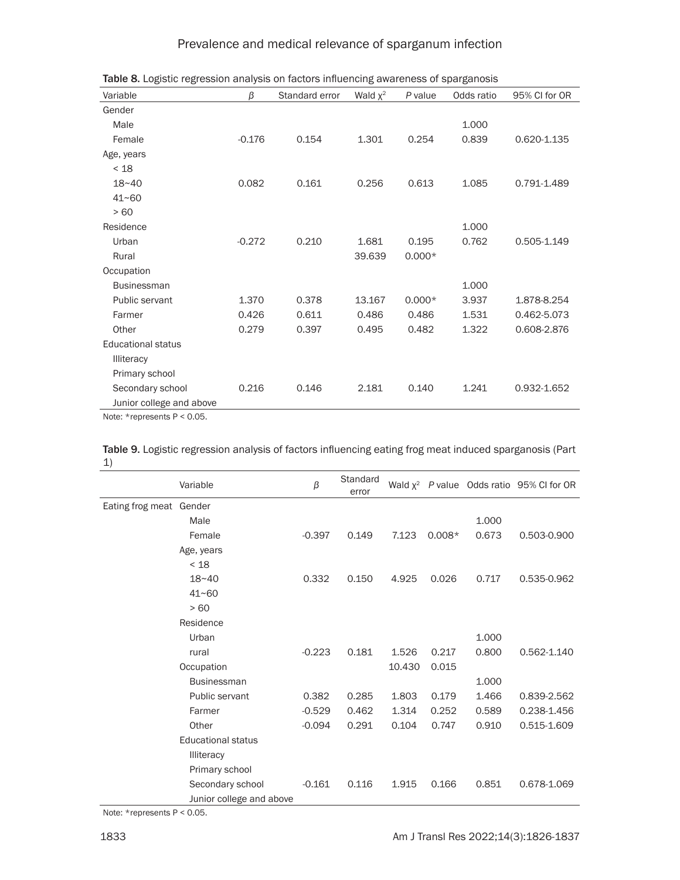**Table 8.** Logistic regression analysis on factors influencing awareness of sparganosis

| Variable | β | Standard error | Wald $\chi^2$ | *P* value | Odds ratio | 95% CI for OR |
|---|---|---|---|---|---|---|
| Gender | | | | | | |
| Male | | | | | 1.000 | |
| Female | -0.176 | 0.154 | 1.301 | 0.254 | 0.839 | 0.620-1.135 |
| Age, years | | | | | | |
| < 18 | | | | | | |
| 18~40 | 0.082 | 0.161 | 0.256 | 0.613 | 1.085 | 0.791-1.489 |
| 41~60 | | | | | | |
| > 60 | | | | | | |
| Residence | | | | | 1.000 | |
| Urban | -0.272 | 0.210 | 1.681 | 0.195 | 0.762 | 0.505-1.149 |
| Rural | | | 39.639 | 0.000* | | |
| Occupation | | | | | | |
| Businessman | | | | | 1.000 | |
| Public servant | 1.370 | 0.378 | 13.167 | 0.000* | 3.937 | 1.878-8.254 |
| Farmer | 0.426 | 0.611 | 0.486 | 0.486 | 1.531 | 0.462-5.073 |
| Other | 0.279 | 0.397 | 0.495 | 0.482 | 1.322 | 0.608-2.876 |
| Educational status | | | | | | |
| Illiteracy | | | | | | |
| Primary school | | | | | | |
| Secondary school | 0.216 | 0.146 | 2.181 | 0.140 | 1.241 | 0.932-1.652 |
| Junior college and above | | | | | | |

Note: *represents P < 0.05.

**Table 9.** Logistic regression analysis of factors influencing eating frog meat induced sparganosis (Part 1)

| | Variable | β | Standard error | Wald $\chi^2$ | *P* value | Odds ratio | 95% CI for OR |
|---|---|---|---|---|---|---|---|
| Eating frog meat | Gender | | | | | | |
| | Male | | | | | 1.000 | |
| | Female | -0.397 | 0.149 | 7.123 | 0.008* | 0.673 | 0.503-0.900 |
| | Age, years | | | | | | |
| | < 18 | | | | | | |
| | 18~40 | 0.332 | 0.150 | 4.925 | 0.026 | 0.717 | 0.535-0.962 |
| | 41~60 | | | | | | |
| | > 60 | | | | | | |
| | Residence | | | | | | |
| | Urban | | | | | 1.000 | |
| | rural | -0.223 | 0.181 | 1.526 | 0.217 | 0.800 | 0.562-1.140 |
| | Occupation | | | 10.430 | 0.015 | | |
| | Businessman | | | | | 1.000 | |
| | Public servant | 0.382 | 0.285 | 1.803 | 0.179 | 1.466 | 0.839-2.562 |
| | Farmer | -0.529 | 0.462 | 1.314 | 0.252 | 0.589 | 0.238-1.456 |
| | Other | -0.094 | 0.291 | 0.104 | 0.747 | 0.910 | 0.515-1.609 |
| | Educational status | | | | | | |
| | Illiteracy | | | | | | |
| | Primary school | | | | | | |
| | Secondary school | -0.161 | 0.116 | 1.915 | 0.166 | 0.851 | 0.678-1.069 |
| | Junior college and above | | | | | | |

Note: *represents P < 0.05.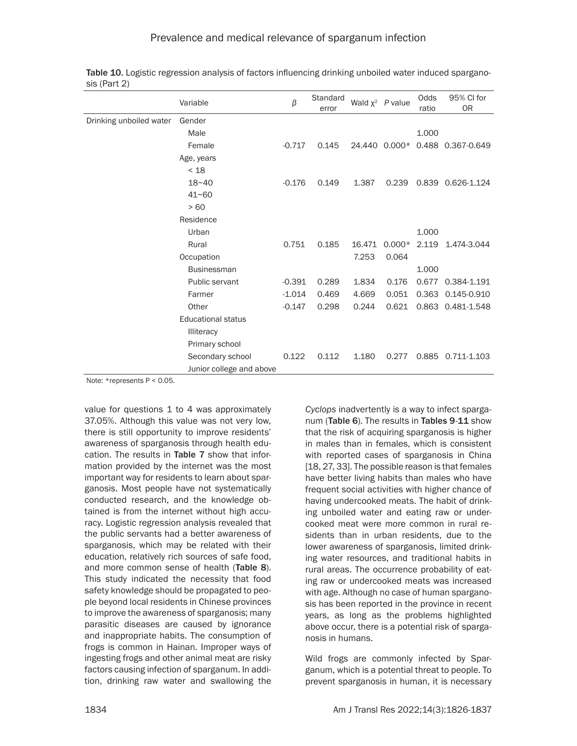Table 10. Logistic regression analysis of factors influencing drinking unboiled water induced sparganosis (Part 2)

| | Variable | β | Standard error | Wald $\chi^2$ | *P* value | Odds ratio | 95% CI for OR |
|---|---|---|---|---|---|---|---|
| Drinking unboiled water | Gender | | | | | | |
| | Male | | | | | 1.000 | |
| | Female | -0.717 | 0.145 | 24.440 | 0.000* | 0.488 | 0.367-0.649 |
| | Age, years | | | | | | |
| | < 18 | | | | | | |
| | 18~40 | -0.176 | 0.149 | 1.387 | 0.239 | 0.839 | 0.626-1.124 |
| | 41~60 | | | | | | |
| | > 60 | | | | | | |
| | Residence | | | | | | |
| | Urban | | | | | 1.000 | |
| | Rural | 0.751 | 0.185 | 16.471 | 0.000* | 2.119 | 1.474-3.044 |
| | Occupation | | | 7.253 | 0.064 | | |
| | Businessman | | | | | 1.000 | |
| | Public servant | -0.391 | 0.289 | 1.834 | 0.176 | 0.677 | 0.384-1.191 |
| | Farmer | -1.014 | 0.469 | 4.669 | 0.051 | 0.363 | 0.145-0.910 |
| | Other | -0.147 | 0.298 | 0.244 | 0.621 | 0.863 | 0.481-1.548 |
| | Educational status | | | | | | |
| | Illiteracy | | | | | | |
| | Primary school | | | | | | |
| | Secondary school | 0.122 | 0.112 | 1.180 | 0.277 | 0.885 | 0.711-1.103 |
| | Junior college and above | | | | | | |

Note: *represents P < 0.05.

value for questions 1 to 4 was approximately 37.05%. Although this value was not very low, there is still opportunity to improve residents' awareness of sparganosis through health education. The results in **Table 7** show that information provided by the internet was the most important way for residents to learn about sparganosis. Most people have not systematically conducted research, and the knowledge obtained is from the internet without high accuracy. Logistic regression analysis revealed that the public servants had a better awareness of sparganosis, which may be related with their education, relatively rich sources of safe food, and more common sense of health (**Table 8**). This study indicated the necessity that food safety knowledge should be propagated to people beyond local residents in Chinese provinces to improve the awareness of sparganosis; many parasitic diseases are caused by ignorance and inappropriate habits. The consumption of frogs is common in Hainan. Improper ways of ingesting frogs and other animal meat are risky factors causing infection of sparganum. In addition, drinking raw water and swallowing the *Cyclops* inadvertently is a way to infect sparganum (**Table 6**). The results in **Tables 9**-**11** show that the risk of acquiring sparganosis is higher in males than in females, which is consistent with reported cases of sparganosis in China [18, 27, 33]. The possible reason is that females have better living habits than males who have frequent social activities with higher chance of having undercooked meats. The habit of drinking unboiled water and eating raw or undercooked meat were more common in rural residents than in urban residents, due to the lower awareness of sparganosis, limited drinking water resources, and traditional habits in rural areas. The occurrence probability of eating raw or undercooked meats was increased with age. Although no case of human sparganosis has been reported in the province in recent years, as long as the problems highlighted above occur, there is a potential risk of sparganosis in humans.

Wild frogs are commonly infected by Sparganum, which is a potential threat to people. To prevent sparganosis in human, it is necessary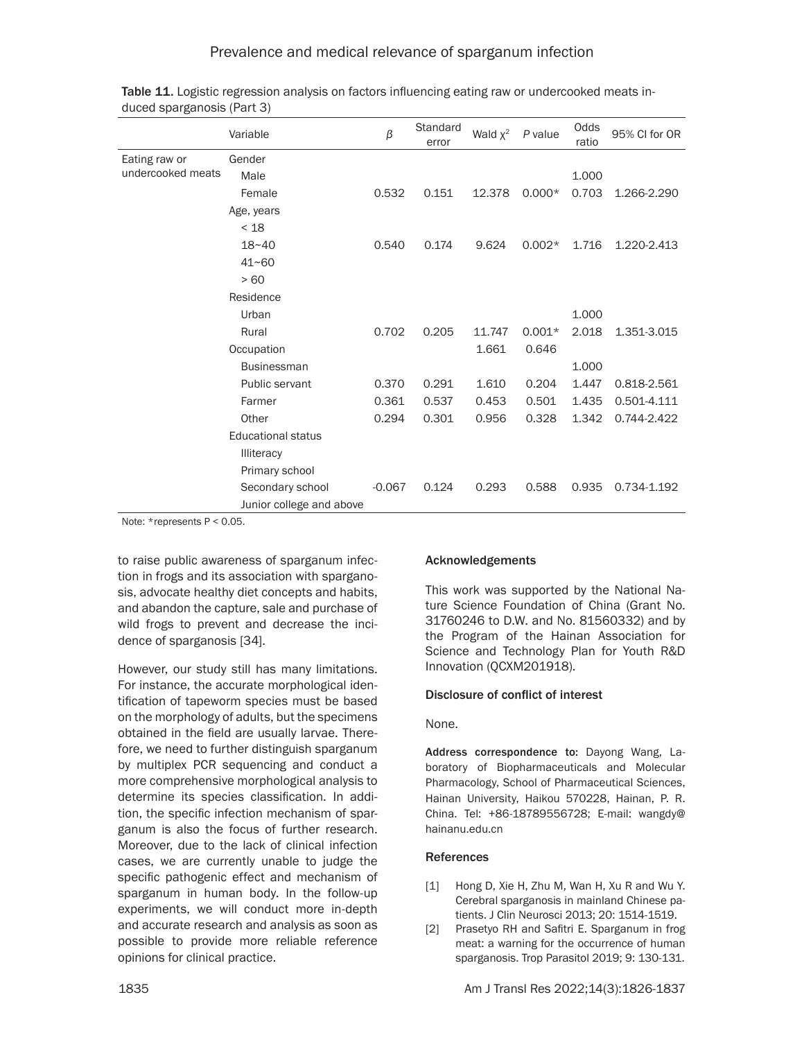**Table 11.** Logistic regression analysis on factors influencing eating raw or undercooked meats induced sparganosis (Part 3)

| | Variable | $\beta$ | Standard error | Wald $\chi^2$ | $P$ value | Odds ratio | 95% CI for OR |
|---|---|---|---|---|---|---|---|
| Eating raw or undercooked meats | Gender | | | | | | |
| | Male | | | | | 1.000 | |
| | Female | 0.532 | 0.151 | 12.378 | 0.000* | 0.703 | 1.266-2.290 |
| | Age, years | | | | | | |
| | < 18 | | | | | | |
| | 18~40 | 0.540 | 0.174 | 9.624 | 0.002* | 1.716 | 1.220-2.413 |
| | 41~60 | | | | | | |
| | > 60 | | | | | | |
| | Residence | | | | | | |
| | Urban | | | | | 1.000 | |
| | Rural | 0.702 | 0.205 | 11.747 | 0.001* | 2.018 | 1.351-3.015 |
| | Occupation | | | 1.661 | 0.646 | | |
| | Businessman | | | | | 1.000 | |
| | Public servant | 0.370 | 0.291 | 1.610 | 0.204 | 1.447 | 0.818-2.561 |
| | Farmer | 0.361 | 0.537 | 0.453 | 0.501 | 1.435 | 0.501-4.111 |
| | Other | 0.294 | 0.301 | 0.956 | 0.328 | 1.342 | 0.744-2.422 |
| | Educational status | | | | | | |
| | Illiteracy | | | | | | |
| | Primary school | | | | | | |
| | Secondary school | -0.067 | 0.124 | 0.293 | 0.588 | 0.935 | 0.734-1.192 |
| | Junior college and above | | | | | | |

Note: *represents P < 0.05.

to raise public awareness of sparganum infection in frogs and its association with sparganosis, advocate healthy diet concepts and habits, and abandon the capture, sale and purchase of wild frogs to prevent and decrease the incidence of sparganosis [34].

However, our study still has many limitations. For instance, the accurate morphological identification of tapeworm species must be based on the morphology of adults, but the specimens obtained in the field are usually larvae. Therefore, we need to further distinguish sparganum by multiplex PCR sequencing and conduct a more comprehensive morphological analysis to determine its species classification. In addition, the specific infection mechanism of sparganum is also the focus of further research. Moreover, due to the lack of clinical infection cases, we are currently unable to judge the specific pathogenic effect and mechanism of sparganum in human body. In the follow-up experiments, we will conduct more in-depth and accurate research and analysis as soon as possible to provide more reliable reference opinions for clinical practice.

#### Acknowledgements

This work was supported by the National Nature Science Foundation of China (Grant No. 31760246 to D.W. and No. 81560332) and by the Program of the Hainan Association for Science and Technology Plan for Youth R&D Innovation (QCXM201918).

#### Disclosure of conflict of interest

None.

**Address correspondence to:** Dayong Wang, Laboratory of Biopharmaceuticals and Molecular Pharmacology, School of Pharmaceutical Sciences, Hainan University, Haikou 570228, Hainan, P. R. China. Tel: +86-18789556728; E-mail: wangdy@hainanu.edu.cn

#### References

[1] Hong D, Xie H, Zhu M, Wan H, Xu R and Wu Y. Cerebral sparganosis in mainland Chinese patients. J Clin Neurosci 2013; 20: 1514-1519.

[2] Prasetyo RH and Safitri E. Sparganum in frog meat: a warning for the occurrence of human sparganosis. Trop Parasitol 2019; 9: 130-131.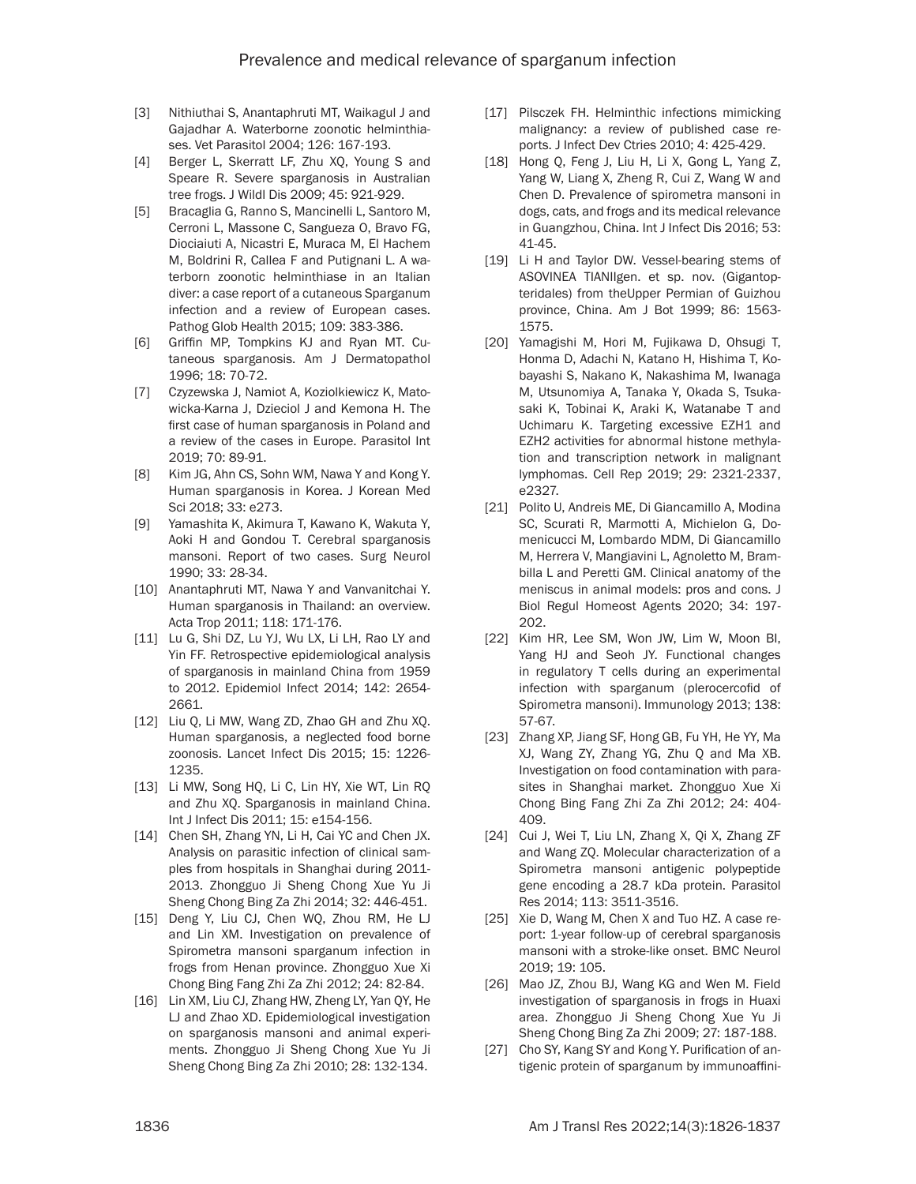[3] Nithiuthai S, Anantaphruti MT, Waikagul J and Gajadhar A. Waterborne zoonotic helminthiases. Vet Parasitol 2004; 126: 167-193.

[4] Berger L, Skerratt LF, Zhu XQ, Young S and Speare R. Severe sparganosis in Australian tree frogs. J Wildl Dis 2009; 45: 921-929.

[5] Bracaglia G, Ranno S, Mancinelli L, Santoro M, Cerroni L, Massone C, Sangueza O, Bravo FG, Diociaiuti A, Nicastri E, Muraca M, El Hachem M, Boldrini R, Callea F and Putignani L. A waterborn zoonotic helminthiase in an Italian diver: a case report of a cutaneous Sparganum infection and a review of European cases. Pathog Glob Health 2015; 109: 383-386.

[6] Griffin MP, Tompkins KJ and Ryan MT. Cutaneous sparganosis. Am J Dermatopathol 1996; 18: 70-72.

[7] Czyzewska J, Namiot A, Koziolkiewicz K, Matowicka-Karna J, Dzieciol J and Kemona H. The first case of human sparganosis in Poland and a review of the cases in Europe. Parasitol Int 2019; 70: 89-91.

[8] Kim JG, Ahn CS, Sohn WM, Nawa Y and Kong Y. Human sparganosis in Korea. J Korean Med Sci 2018; 33: e273.

[9] Yamashita K, Akimura T, Kawano K, Wakuta Y, Aoki H and Gondou T. Cerebral sparganosis mansoni. Report of two cases. Surg Neurol 1990; 33: 28-34.

[10] Anantaphruti MT, Nawa Y and Vanvanitchai Y. Human sparganosis in Thailand: an overview. Acta Trop 2011; 118: 171-176.

[11] Lu G, Shi DZ, Lu YJ, Wu LX, Li LH, Rao LY and Yin FF. Retrospective epidemiological analysis of sparganosis in mainland China from 1959 to 2012. Epidemiol Infect 2014; 142: 2654-2661.

[12] Liu Q, Li MW, Wang ZD, Zhao GH and Zhu XQ. Human sparganosis, a neglected food borne zoonosis. Lancet Infect Dis 2015; 15: 1226-1235.

[13] Li MW, Song HQ, Li C, Lin HY, Xie WT, Lin RQ and Zhu XQ. Sparganosis in mainland China. Int J Infect Dis 2011; 15: e154-156.

[14] Chen SH, Zhang YN, Li H, Cai YC and Chen JX. Analysis on parasitic infection of clinical samples from hospitals in Shanghai during 2011-2013. Zhongguo Ji Sheng Chong Xue Yu Ji Sheng Chong Bing Za Zhi 2014; 32: 446-451.

[15] Deng Y, Liu CJ, Chen WQ, Zhou RM, He LJ and Lin XM. Investigation on prevalence of Spirometra mansoni sparganum infection in frogs from Henan province. Zhongguo Xue Xi Chong Bing Fang Zhi Za Zhi 2012; 24: 82-84.

[16] Lin XM, Liu CJ, Zhang HW, Zheng LY, Yan QY, He LJ and Zhao XD. Epidemiological investigation on sparganosis mansoni and animal experiments. Zhongguo Ji Sheng Chong Xue Yu Ji Sheng Chong Bing Za Zhi 2010; 28: 132-134.

[17] Pilsczek FH. Helminthic infections mimicking malignancy: a review of published case reports. J Infect Dev Ctries 2010; 4: 425-429.

[18] Hong Q, Feng J, Liu H, Li X, Gong L, Yang Z, Yang W, Liang X, Zheng R, Cui Z, Wang W and Chen D. Prevalence of spirometra mansoni in dogs, cats, and frogs and its medical relevance in Guangzhou, China. Int J Infect Dis 2016; 53: 41-45.

[19] Li H and Taylor DW. Vessel-bearing stems of ASOVINEA TIANIIgen. et sp. nov. (Gigantopteridales) from theUpper Permian of Guizhou province, China. Am J Bot 1999; 86: 1563-1575.

[20] Yamagishi M, Hori M, Fujikawa D, Ohsugi T, Honma D, Adachi N, Katano H, Hishima T, Kobayashi S, Nakano K, Nakashima M, Iwanaga M, Utsunomiya A, Tanaka Y, Okada S, Tsukasaki K, Tobinai K, Araki K, Watanabe T and Uchimaru K. Targeting excessive EZH1 and EZH2 activities for abnormal histone methylation and transcription network in malignant lymphomas. Cell Rep 2019; 29: 2321-2337, e2327.

[21] Polito U, Andreis ME, Di Giancamillo A, Modina SC, Scurati R, Marmotti A, Michielon G, Domenicucci M, Lombardo MDM, Di Giancamillo M, Herrera V, Mangiavini L, Agnoletto M, Brambilla L and Peretti GM. Clinical anatomy of the meniscus in animal models: pros and cons. J Biol Regul Homeost Agents 2020; 34: 197-202.

[22] Kim HR, Lee SM, Won JW, Lim W, Moon BI, Yang HJ and Seoh JY. Functional changes in regulatory T cells during an experimental infection with sparganum (plerocercofid of Spirometra mansoni). Immunology 2013; 138: 57-67.

[23] Zhang XP, Jiang SF, Hong GB, Fu YH, He YY, Ma XJ, Wang ZY, Zhang YG, Zhu Q and Ma XB. Investigation on food contamination with parasites in Shanghai market. Zhongguo Xue Xi Chong Bing Fang Zhi Za Zhi 2012; 24: 404-409.

[24] Cui J, Wei T, Liu LN, Zhang X, Qi X, Zhang ZF and Wang ZQ. Molecular characterization of a Spirometra mansoni antigenic polypeptide gene encoding a 28.7 kDa protein. Parasitol Res 2014; 113: 3511-3516.

[25] Xie D, Wang M, Chen X and Tuo HZ. A case report: 1-year follow-up of cerebral sparganosis mansoni with a stroke-like onset. BMC Neurol 2019; 19: 105.

[26] Mao JZ, Zhou BJ, Wang KG and Wen M. Field investigation of sparganosis in frogs in Huaxi area. Zhongguo Ji Sheng Chong Xue Yu Ji Sheng Chong Bing Za Zhi 2009; 27: 187-188.

[27] Cho SY, Kang SY and Kong Y. Purification of antigenic protein of sparganum by immunoaffini-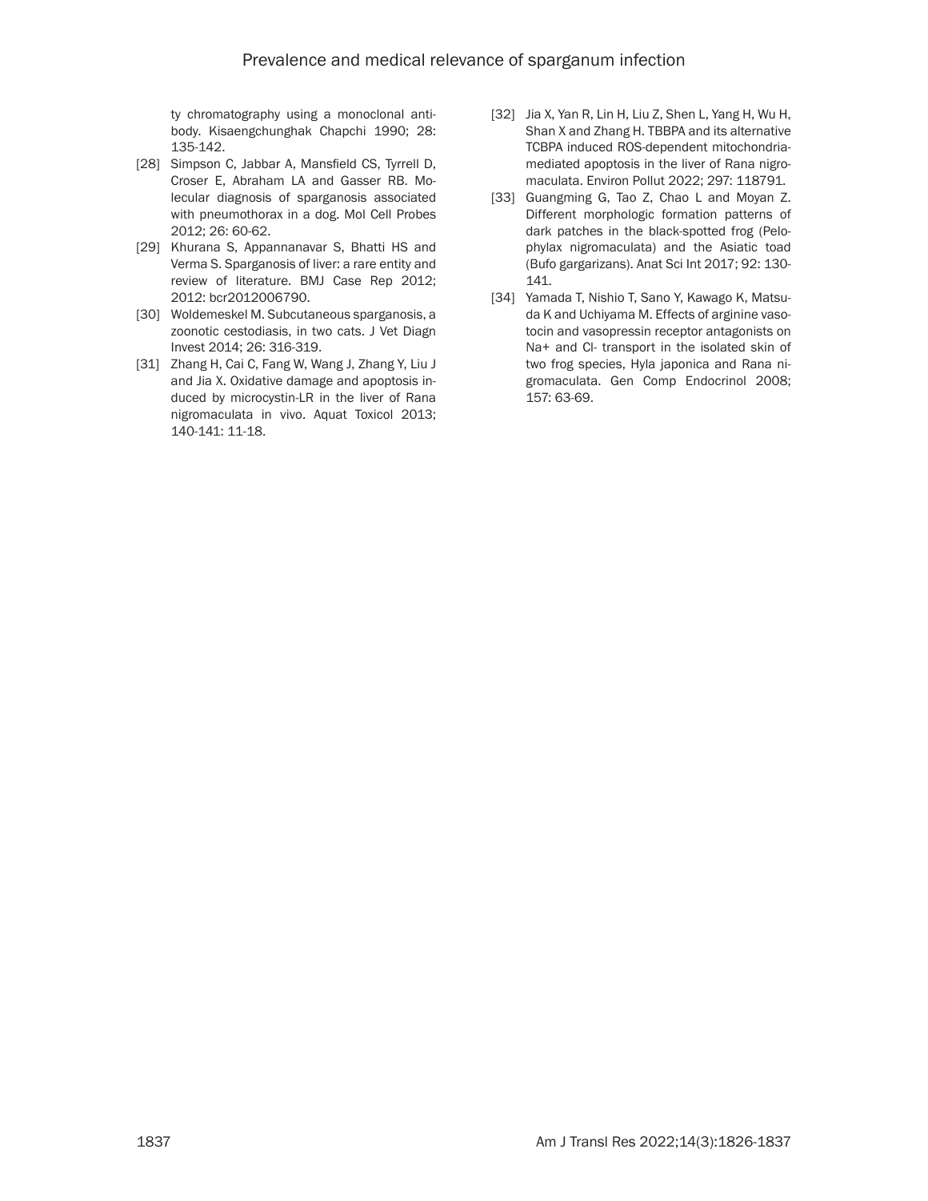ty chromatography using a monoclonal antibody. Kisaengchunghak Chapchi 1990; 28: 135-142.

[28] Simpson C, Jabbar A, Mansfield CS, Tyrrell D, Croser E, Abraham LA and Gasser RB. Molecular diagnosis of sparganosis associated with pneumothorax in a dog. Mol Cell Probes 2012; 26: 60-62.

[29] Khurana S, Appannanavar S, Bhatti HS and Verma S. Sparganosis of liver: a rare entity and review of literature. BMJ Case Rep 2012; 2012: bcr2012006790.

[30] Woldemeskel M. Subcutaneous sparganosis, a zoonotic cestodiasis, in two cats. J Vet Diagn Invest 2014; 26: 316-319.

[31] Zhang H, Cai C, Fang W, Wang J, Zhang Y, Liu J and Jia X. Oxidative damage and apoptosis induced by microcystin-LR in the liver of Rana nigromaculata in vivo. Aquat Toxicol 2013; 140-141: 11-18.

[32] Jia X, Yan R, Lin H, Liu Z, Shen L, Yang H, Wu H, Shan X and Zhang H. TBBPA and its alternative TCBPA induced ROS-dependent mitochondria-mediated apoptosis in the liver of Rana nigromaculata. Environ Pollut 2022; 297: 118791.

[33] Guangming G, Tao Z, Chao L and Moyan Z. Different morphologic formation patterns of dark patches in the black-spotted frog (Pelophylax nigromaculata) and the Asiatic toad (Bufo gargarizans). Anat Sci Int 2017; 92: 130-141.

[34] Yamada T, Nishio T, Sano Y, Kawago K, Matsuda K and Uchiyama M. Effects of arginine vasotocin and vasopressin receptor antagonists on Na+ and Cl- transport in the isolated skin of two frog species, Hyla japonica and Rana nigromaculata. Gen Comp Endocrinol 2008; 157: 63-69.